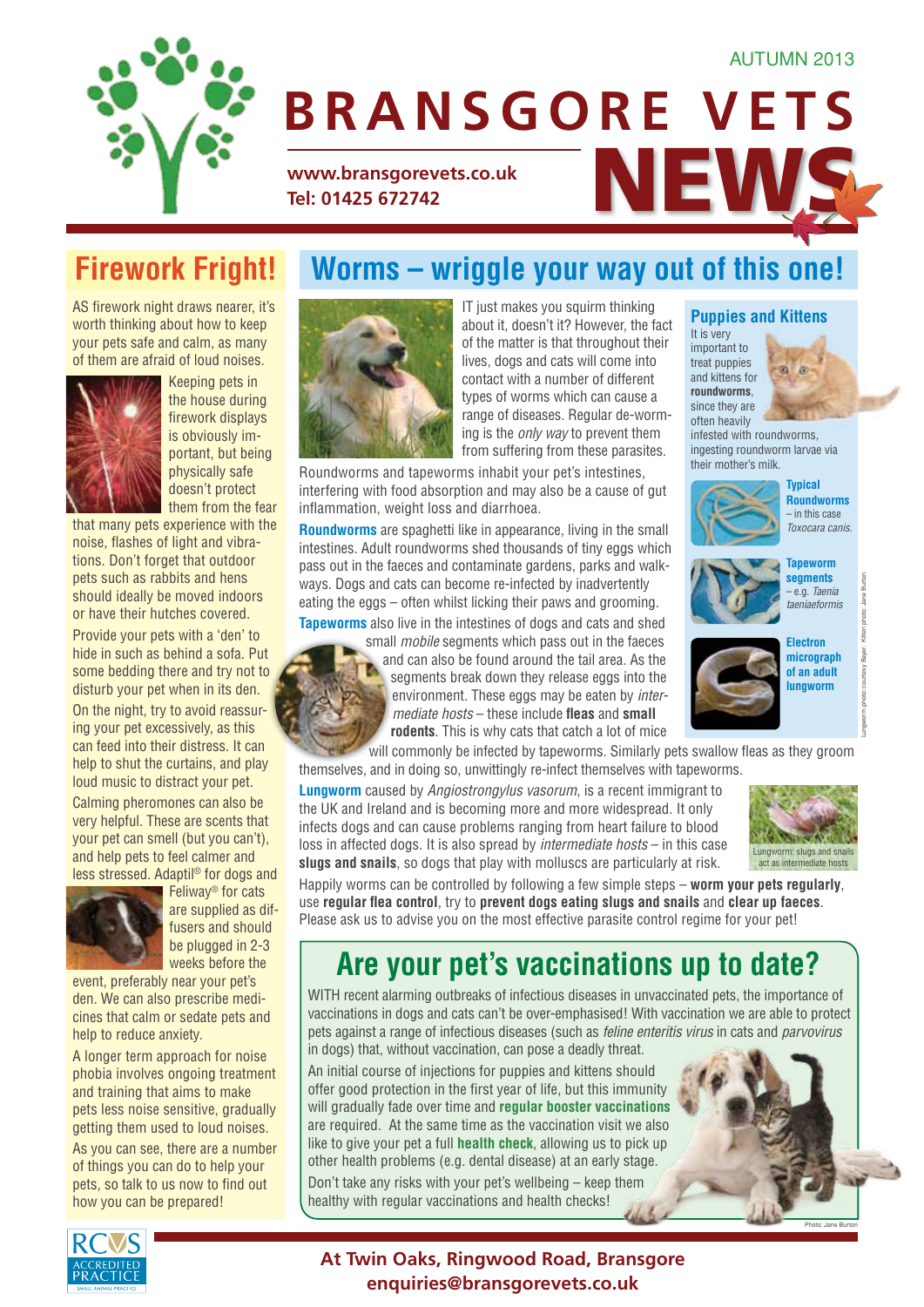AUTUMN 2013

# BRANSGORE VETS NEWS

**www.bransgorevets.co.uk**
**Tel: 01425 672742**

## Firework Fright!

AS firework night draws nearer, it's worth thinking about how to keep your pets safe and calm, as many of them are afraid of loud noises.

Keeping pets in the house during firework displays is obviously important, but being physically safe doesn't protect them from the fear that many pets experience with the noise, flashes of light and vibrations. Don't forget that outdoor pets such as rabbits and hens should ideally be moved indoors or have their hutches covered.

Provide your pets with a 'den' to hide in such as behind a sofa. Put some bedding there and try not to disturb your pet when in its den.

On the night, try to avoid reassuring your pet excessively, as this can feed into their distress. It can help to shut the curtains, and play loud music to distract your pet.

Calming pheromones can also be very helpful. These are scents that your pet can smell (but you can't), and help pets to feel calmer and less stressed. Adaptil® for dogs and Feliway® for cats are supplied as diffusers and should be plugged in 2-3 weeks before the event, preferably near your pet's den. We can also prescribe medicines that calm or sedate pets and help to reduce anxiety.

A longer term approach for noise phobia involves ongoing treatment and training that aims to make pets less noise sensitive, gradually getting them used to loud noises.

As you can see, there are a number of things you can do to help your pets, so talk to us now to find out how you can be prepared!

## Worms – wriggle your way out of this one!

IT just makes you squirm thinking about it, doesn't it? However, the fact of the matter is that throughout their lives, dogs and cats will come into contact with a number of different types of worms which can cause a range of diseases. Regular de-worming is the *only way* to prevent them from suffering from these parasites.

Roundworms and tapeworms inhabit your pet's intestines, interfering with food absorption and may also be a cause of gut inflammation, weight loss and diarrhoea.

**Roundworms** are spaghetti like in appearance, living in the small intestines. Adult roundworms shed thousands of tiny eggs which pass out in the faeces and contaminate gardens, parks and walkways. Dogs and cats can become re-infected by inadvertently eating the eggs – often whilst licking their paws and grooming.

**Tapeworms** also live in the intestines of dogs and cats and shed small *mobile* segments which pass out in the faeces and can also be found around the tail area. As the segments break down they release eggs into the environment. These eggs may be eaten by *intermediate hosts* – these include **fleas** and **small rodents**. This is why cats that catch a lot of mice will commonly be infected by tapeworms. Similarly pets swallow fleas as they groom themselves, and in doing so, unwittingly re-infect themselves with tapeworms.

**Lungworm** caused by *Angiostrongylus vasorum*, is a recent immigrant to the UK and Ireland and is becoming more and more widespread. It only infects dogs and can cause problems ranging from heart failure to blood loss in affected dogs. It is also spread by *intermediate hosts* – in this case **slugs and snails**, so dogs that play with molluscs are particularly at risk.

Lungworm: slugs and snails act as intermediate hosts

Happily worms can be controlled by following a few simple steps – **worm your pets regularly**, use **regular flea control**, try to **prevent dogs eating slugs and snails** and **clear up faeces**. Please ask us to advise you on the most effective parasite control regime for your pet!

### Puppies and Kittens

It is very important to treat puppies and kittens for **roundworms**, since they are often heavily infested with roundworms, ingesting roundworm larvae via their mother's milk.

**Typical Roundworms** – in this case *Toxocara canis*.

**Tapeworm segments** – e.g. *Taenia taeniaeformis*

**Electron micrograph of an adult lungworm**

Lungworm photo: courtesy Bayer. Kitten photo: Jane Burton.

## Are your pet's vaccinations up to date?

WITH recent alarming outbreaks of infectious diseases in unvaccinated pets, the importance of vaccinations in dogs and cats can't be over-emphasised! With vaccination we are able to protect pets against a range of infectious diseases (such as *feline enteritis virus* in cats and *parvovirus* in dogs) that, without vaccination, can pose a deadly threat.

An initial course of injections for puppies and kittens should offer good protection in the first year of life, but this immunity will gradually fade over time and **regular booster vaccinations** are required. At the same time as the vaccination visit we also like to give your pet a full **health check**, allowing us to pick up other health problems (e.g. dental disease) at an early stage.

Don't take any risks with your pet's wellbeing – keep them healthy with regular vaccinations and health checks!

Photo: Jane Burton

RCVS ACCREDITED PRACTICE SMALL ANIMAL PRACTICE

**At Twin Oaks, Ringwood Road, Bransgore**
**enquiries@bransgorevets.co.uk**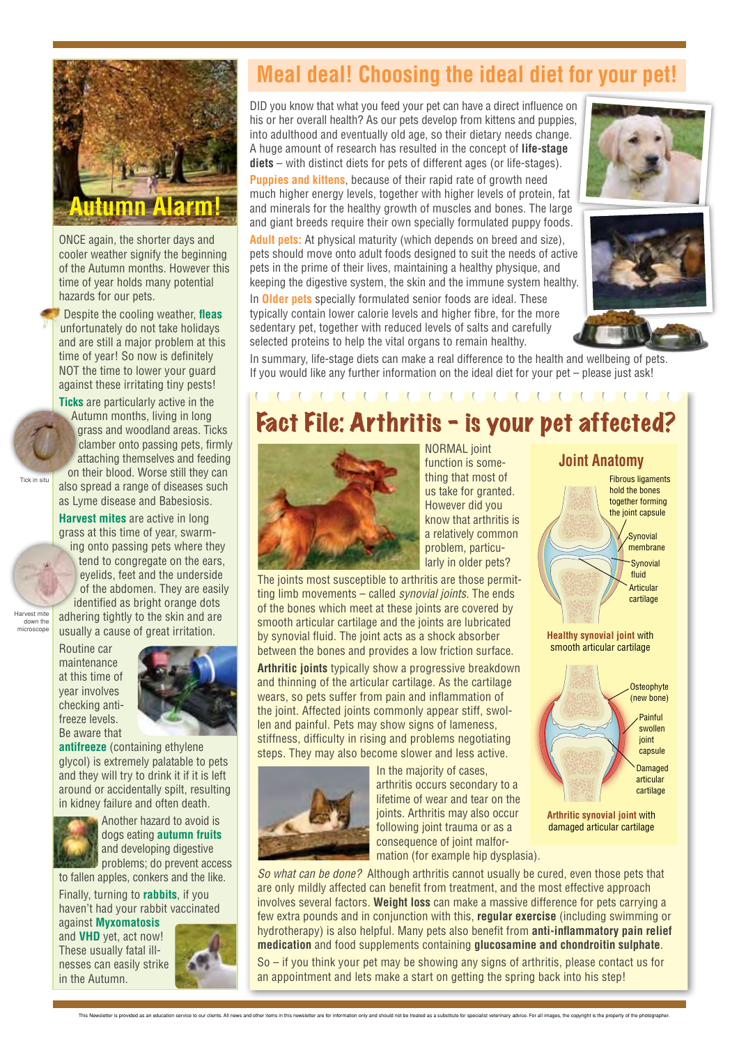# Autumn Alarm!

ONCE again, the shorter days and cooler weather signify the beginning of the Autumn months. However this time of year holds many potential hazards for our pets.

Despite the cooling weather, **fleas** unfortunately do not take holidays and are still a major problem at this time of year! So now is definitely NOT the time to lower your guard against these irritating tiny pests!

**Ticks** are particularly active in the Autumn months, living in long grass and woodland areas. Ticks clamber onto passing pets, firmly attaching themselves and feeding on their blood. Worse still they can also spread a range of diseases such as Lyme disease and Babesiosis.

Tick in situ

**Harvest mites** are active in long grass at this time of year, swarming onto passing pets where they tend to congregate on the ears, eyelids, feet and the underside of the abdomen. They are easily identified as bright orange dots adhering tightly to the skin and are usually a cause of great irritation.

Harvest mite down the microscope

Routine car maintenance at this time of year involves checking anti-freeze levels. Be aware that **antifreeze** (containing ethylene glycol) is extremely palatable to pets and they will try to drink it if it is left around or accidentally spilt, resulting in kidney failure and often death.

Another hazard to avoid is dogs eating **autumn fruits** and developing digestive problems; do prevent access to fallen apples, conkers and the like.

Finally, turning to **rabbits**, if you haven't had your rabbit vaccinated against **Myxomatosis** and **VHD** yet, act now! These usually fatal illnesses can easily strike in the Autumn.

# Meal deal! Choosing the ideal diet for your pet!

DID you know that what you feed your pet can have a direct influence on his or her overall health? As our pets develop from kittens and puppies, into adulthood and eventually old age, so their dietary needs change. A huge amount of research has resulted in the concept of **life-stage diets** – with distinct diets for pets of different ages (or life-stages).

**Puppies and kittens**, because of their rapid rate of growth need much higher energy levels, together with higher levels of protein, fat and minerals for the healthy growth of muscles and bones. The large and giant breeds require their own specially formulated puppy foods.

**Adult pets:** At physical maturity (which depends on breed and size), pets should move onto adult foods designed to suit the needs of active pets in the prime of their lives, maintaining a healthy physique, and keeping the digestive system, the skin and the immune system healthy.

In **Older pets** specially formulated senior foods are ideal. These typically contain lower calorie levels and higher fibre, for the more sedentary pet, together with reduced levels of salts and carefully selected proteins to help the vital organs to remain healthy.

In summary, life-stage diets can make a real difference to the health and wellbeing of pets. If you would like any further information on the ideal diet for your pet – please just ask!

# Fact File: Arthritis – is your pet affected?

NORMAL joint function is something that most of us take for granted. However did you know that arthritis is a relatively common problem, particularly in older pets?

The joints most susceptible to arthritis are those permitting limb movements – called *synovial joints*. The ends of the bones which meet at these joints are covered by smooth articular cartilage and the joints are lubricated by synovial fluid. The joint acts as a shock absorber between the bones and provides a low friction surface.

**Arthritic joints** typically show a progressive breakdown and thinning of the articular cartilage. As the cartilage wears, so pets suffer from pain and inflammation of the joint. Affected joints commonly appear stiff, swollen and painful. Pets may show signs of lameness, stiffness, difficulty in rising and problems negotiating steps. They may also become slower and less active.

In the majority of cases, arthritis occurs secondary to a lifetime of wear and tear on the joints. Arthritis may also occur following joint trauma or as a consequence of joint malformation (for example hip dysplasia).

## Joint Anatomy

Fibrous ligaments hold the bones together forming the joint capsule

Synovial membrane

Synovial fluid

Articular cartilage

**Healthy synovial joint** with smooth articular cartilage

Osteophyte (new bone)

Painful swollen joint capsule

Damaged articular cartilage

**Arthritic synovial joint** with damaged articular cartilage

*So what can be done?* Although arthritis cannot usually be cured, even those pets that are only mildly affected can benefit from treatment, and the most effective approach involves several factors. **Weight loss** can make a massive difference for pets carrying a few extra pounds and in conjunction with this, **regular exercise** (including swimming or hydrotherapy) is also helpful. Many pets also benefit from **anti-inflammatory pain relief medication** and food supplements containing **glucosamine and chondroitin sulphate**.

So – if you think your pet may be showing any signs of arthritis, please contact us for an appointment and lets make a start on getting the spring back into his step!

This Newsletter is provided as an education service to our clients. All news and other items in this newsletter are for information only and should not be treated as a substitute for specialist veterinary advice. For all images, the copyright is the property of the photographer.